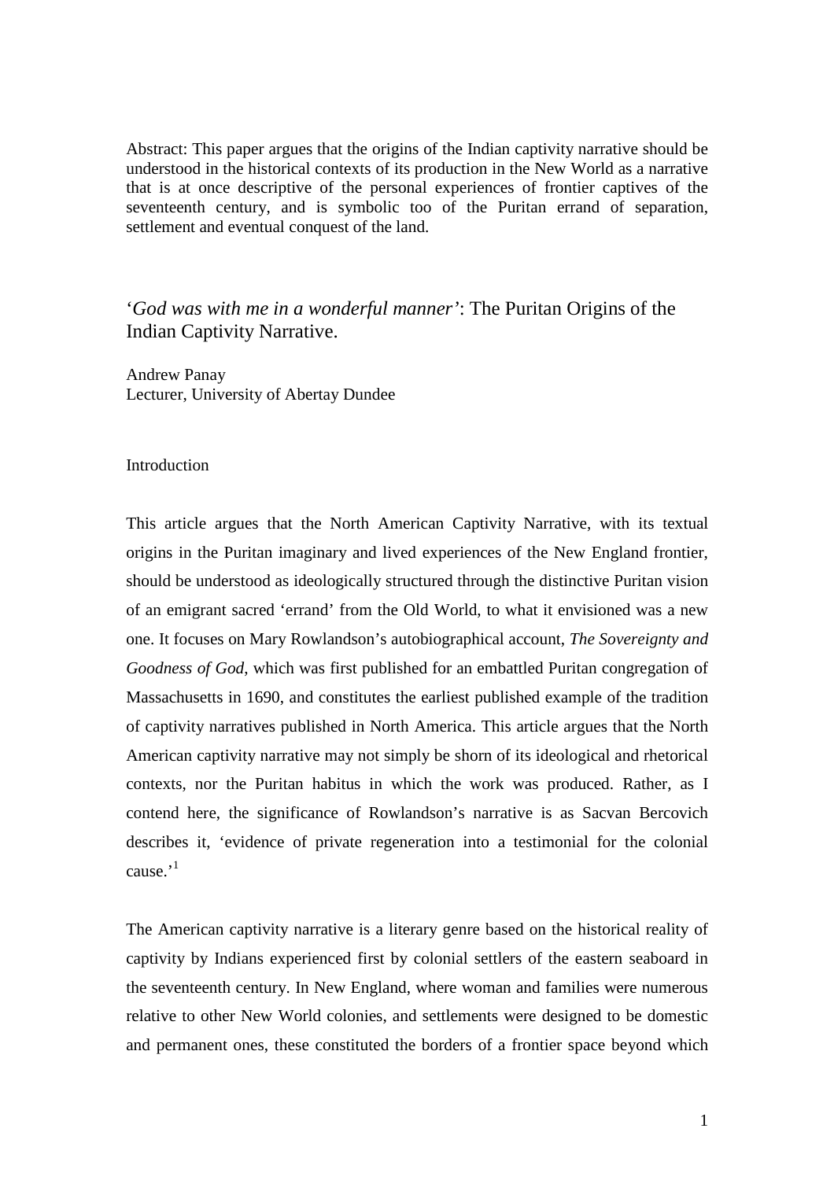Abstract: This paper argues that the origins of the Indian captivity narrative should be understood in the historical contexts of its production in the New World as a narrative that is at once descriptive of the personal experiences of frontier captives of the seventeenth century, and is symbolic too of the Puritan errand of separation, settlement and eventual conquest of the land.

# ‘*God was with me in a wonderful manner*’: The Puritan Origins of the Indian Captivity Narrative.

Andrew Panay
Lecturer, University of Abertay Dundee

## Introduction

This article argues that the North American Captivity Narrative, with its textual origins in the Puritan imaginary and lived experiences of the New England frontier, should be understood as ideologically structured through the distinctive Puritan vision of an emigrant sacred ‘errand’ from the Old World, to what it envisioned was a new one. It focuses on Mary Rowlandson’s autobiographical account, *The Sovereignty and Goodness of God*, which was first published for an embattled Puritan congregation of Massachusetts in 1690, and constitutes the earliest published example of the tradition of captivity narratives published in North America. This article argues that the North American captivity narrative may not simply be shorn of its ideological and rhetorical contexts, nor the Puritan habitus in which the work was produced. Rather, as I contend here, the significance of Rowlandson’s narrative is as Sacvan Bercovich describes it, ‘evidence of private regeneration into a testimonial for the colonial cause.’[1]

The American captivity narrative is a literary genre based on the historical reality of captivity by Indians experienced first by colonial settlers of the eastern seaboard in the seventeenth century. In New England, where woman and families were numerous relative to other New World colonies, and settlements were designed to be domestic and permanent ones, these constituted the borders of a frontier space beyond which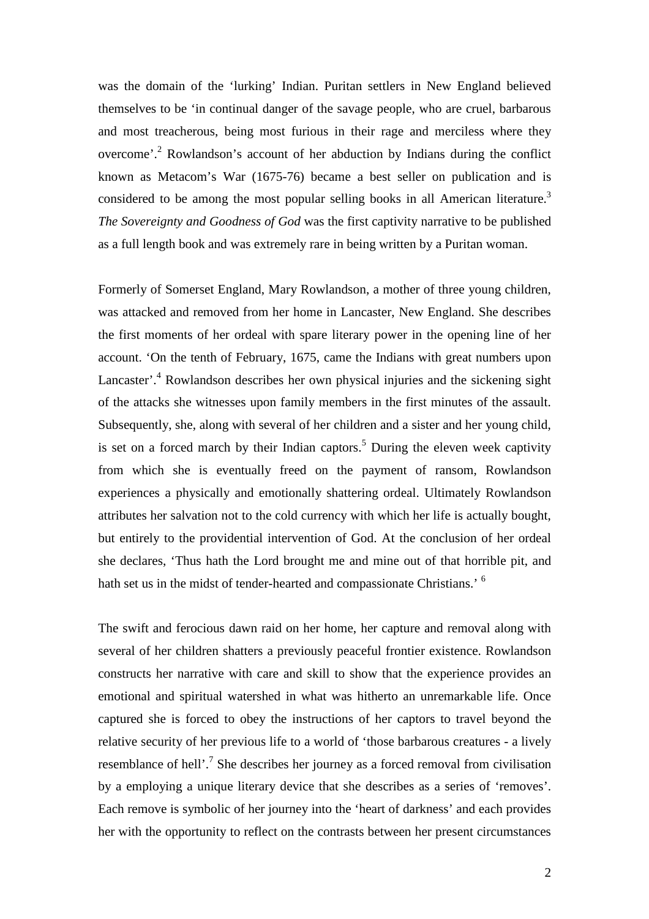was the domain of the 'lurking' Indian. Puritan settlers in New England believed themselves to be 'in continual danger of the savage people, who are cruel, barbarous and most treacherous, being most furious in their rage and merciless where they overcome'.[2] Rowlandson's account of her abduction by Indians during the conflict known as Metacom's War (1675-76) became a best seller on publication and is considered to be among the most popular selling books in all American literature.[3] *The Sovereignty and Goodness of God* was the first captivity narrative to be published as a full length book and was extremely rare in being written by a Puritan woman.

Formerly of Somerset England, Mary Rowlandson, a mother of three young children, was attacked and removed from her home in Lancaster, New England. She describes the first moments of her ordeal with spare literary power in the opening line of her account. 'On the tenth of February, 1675, came the Indians with great numbers upon Lancaster'.[4] Rowlandson describes her own physical injuries and the sickening sight of the attacks she witnesses upon family members in the first minutes of the assault. Subsequently, she, along with several of her children and a sister and her young child, is set on a forced march by their Indian captors.[5] During the eleven week captivity from which she is eventually freed on the payment of ransom, Rowlandson experiences a physically and emotionally shattering ordeal. Ultimately Rowlandson attributes her salvation not to the cold currency with which her life is actually bought, but entirely to the providential intervention of God. At the conclusion of her ordeal she declares, 'Thus hath the Lord brought me and mine out of that horrible pit, and hath set us in the midst of tender-hearted and compassionate Christians.' [6]

The swift and ferocious dawn raid on her home, her capture and removal along with several of her children shatters a previously peaceful frontier existence. Rowlandson constructs her narrative with care and skill to show that the experience provides an emotional and spiritual watershed in what was hitherto an unremarkable life. Once captured she is forced to obey the instructions of her captors to travel beyond the relative security of her previous life to a world of 'those barbarous creatures - a lively resemblance of hell'.[7] She describes her journey as a forced removal from civilisation by a employing a unique literary device that she describes as a series of 'removes'. Each remove is symbolic of her journey into the 'heart of darkness' and each provides her with the opportunity to reflect on the contrasts between her present circumstances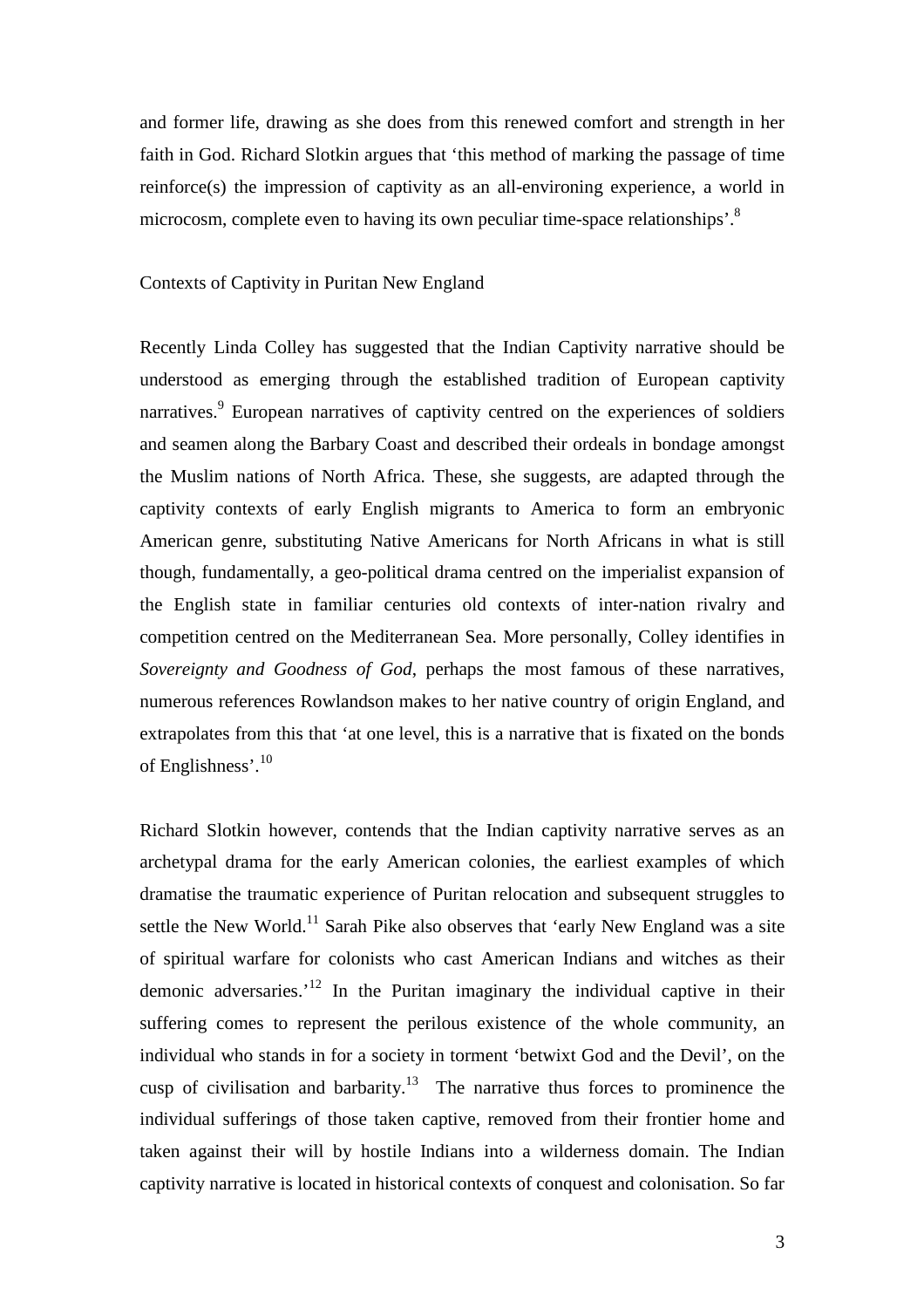and former life, drawing as she does from this renewed comfort and strength in her faith in God. Richard Slotkin argues that 'this method of marking the passage of time reinforce(s) the impression of captivity as an all-environing experience, a world in microcosm, complete even to having its own peculiar time-space relationships'.[8]

## Contexts of Captivity in Puritan New England

Recently Linda Colley has suggested that the Indian Captivity narrative should be understood as emerging through the established tradition of European captivity narratives.[9] European narratives of captivity centred on the experiences of soldiers and seamen along the Barbary Coast and described their ordeals in bondage amongst the Muslim nations of North Africa. These, she suggests, are adapted through the captivity contexts of early English migrants to America to form an embryonic American genre, substituting Native Americans for North Africans in what is still though, fundamentally, a geo-political drama centred on the imperialist expansion of the English state in familiar centuries old contexts of inter-nation rivalry and competition centred on the Mediterranean Sea. More personally, Colley identifies in *Sovereignty and Goodness of God*, perhaps the most famous of these narratives, numerous references Rowlandson makes to her native country of origin England, and extrapolates from this that 'at one level, this is a narrative that is fixated on the bonds of Englishness'.[10]

Richard Slotkin however, contends that the Indian captivity narrative serves as an archetypal drama for the early American colonies, the earliest examples of which dramatise the traumatic experience of Puritan relocation and subsequent struggles to settle the New World.[11] Sarah Pike also observes that 'early New England was a site of spiritual warfare for colonists who cast American Indians and witches as their demonic adversaries.'[12] In the Puritan imaginary the individual captive in their suffering comes to represent the perilous existence of the whole community, an individual who stands in for a society in torment 'betwixt God and the Devil', on the cusp of civilisation and barbarity.[13] The narrative thus forces to prominence the individual sufferings of those taken captive, removed from their frontier home and taken against their will by hostile Indians into a wilderness domain. The Indian captivity narrative is located in historical contexts of conquest and colonisation. So far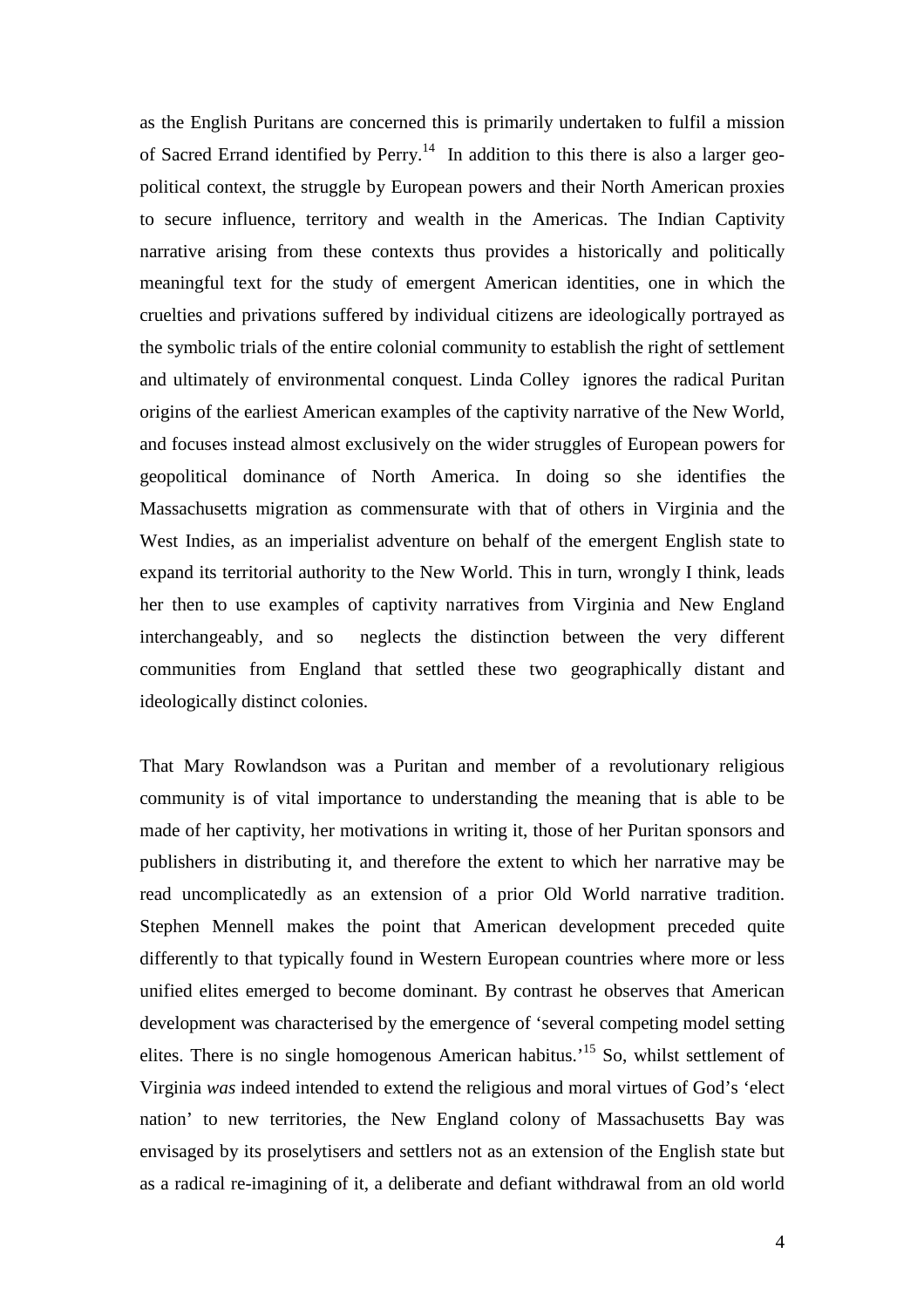as the English Puritans are concerned this is primarily undertaken to fulfil a mission of Sacred Errand identified by Perry.[14] In addition to this there is also a larger geo-political context, the struggle by European powers and their North American proxies to secure influence, territory and wealth in the Americas. The Indian Captivity narrative arising from these contexts thus provides a historically and politically meaningful text for the study of emergent American identities, one in which the cruelties and privations suffered by individual citizens are ideologically portrayed as the symbolic trials of the entire colonial community to establish the right of settlement and ultimately of environmental conquest. Linda Colley ignores the radical Puritan origins of the earliest American examples of the captivity narrative of the New World, and focuses instead almost exclusively on the wider struggles of European powers for geopolitical dominance of North America. In doing so she identifies the Massachusetts migration as commensurate with that of others in Virginia and the West Indies, as an imperialist adventure on behalf of the emergent English state to expand its territorial authority to the New World. This in turn, wrongly I think, leads her then to use examples of captivity narratives from Virginia and New England interchangeably, and so neglects the distinction between the very different communities from England that settled these two geographically distant and ideologically distinct colonies.

That Mary Rowlandson was a Puritan and member of a revolutionary religious community is of vital importance to understanding the meaning that is able to be made of her captivity, her motivations in writing it, those of her Puritan sponsors and publishers in distributing it, and therefore the extent to which her narrative may be read uncomplicatedly as an extension of a prior Old World narrative tradition. Stephen Mennell makes the point that American development preceded quite differently to that typically found in Western European countries where more or less unified elites emerged to become dominant. By contrast he observes that American development was characterised by the emergence of 'several competing model setting elites. There is no single homogenous American habitus.'[15] So, whilst settlement of Virginia *was* indeed intended to extend the religious and moral virtues of God's 'elect nation' to new territories, the New England colony of Massachusetts Bay was envisaged by its proselytisers and settlers not as an extension of the English state but as a radical re-imagining of it, a deliberate and defiant withdrawal from an old world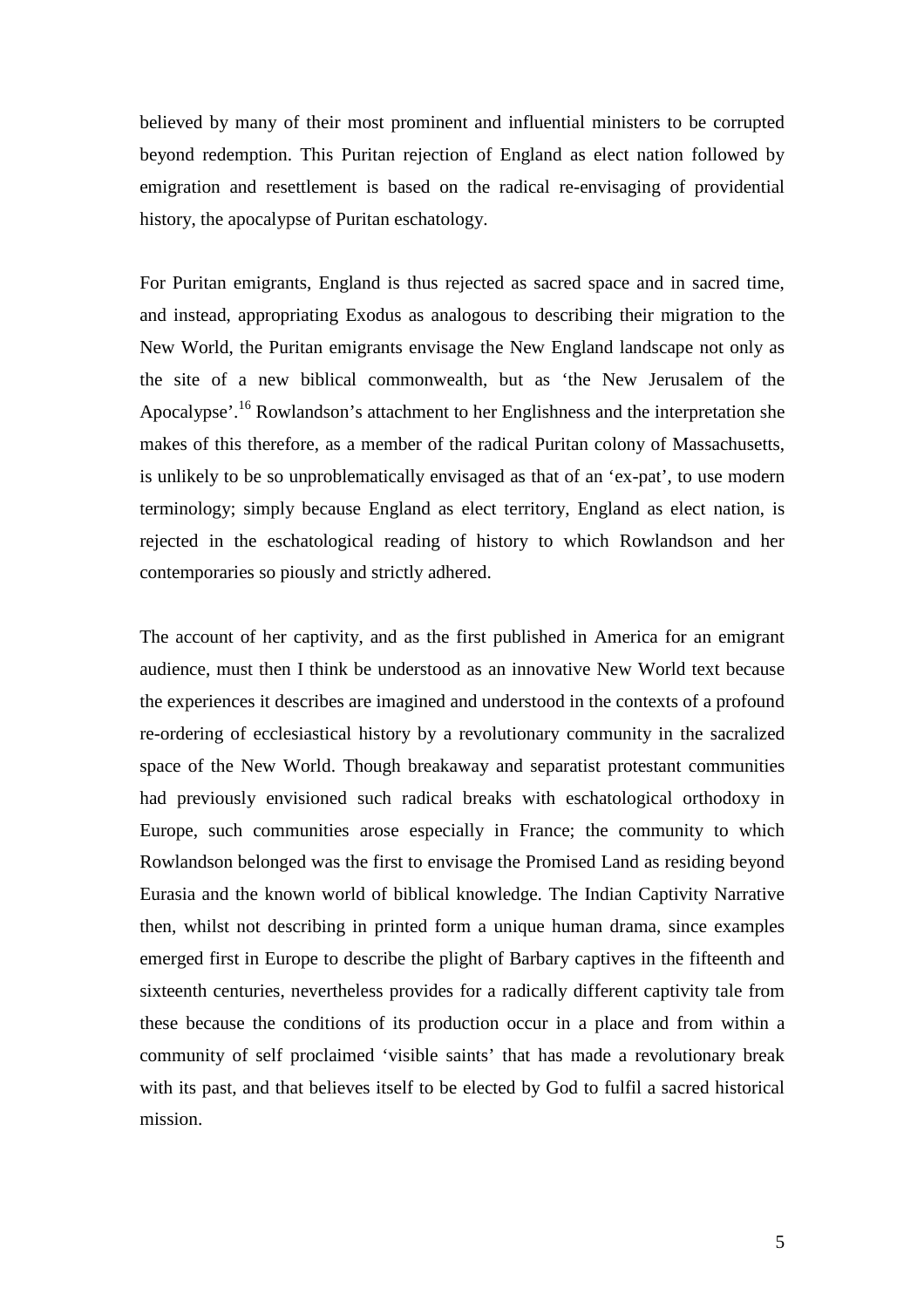believed by many of their most prominent and influential ministers to be corrupted beyond redemption. This Puritan rejection of England as elect nation followed by emigration and resettlement is based on the radical re-envisaging of providential history, the apocalypse of Puritan eschatology.

For Puritan emigrants, England is thus rejected as sacred space and in sacred time, and instead, appropriating Exodus as analogous to describing their migration to the New World, the Puritan emigrants envisage the New England landscape not only as the site of a new biblical commonwealth, but as 'the New Jerusalem of the Apocalypse'.[16] Rowlandson's attachment to her Englishness and the interpretation she makes of this therefore, as a member of the radical Puritan colony of Massachusetts, is unlikely to be so unproblematically envisaged as that of an 'ex-pat', to use modern terminology; simply because England as elect territory, England as elect nation, is rejected in the eschatological reading of history to which Rowlandson and her contemporaries so piously and strictly adhered.

The account of her captivity, and as the first published in America for an emigrant audience, must then I think be understood as an innovative New World text because the experiences it describes are imagined and understood in the contexts of a profound re-ordering of ecclesiastical history by a revolutionary community in the sacralized space of the New World. Though breakaway and separatist protestant communities had previously envisioned such radical breaks with eschatological orthodoxy in Europe, such communities arose especially in France; the community to which Rowlandson belonged was the first to envisage the Promised Land as residing beyond Eurasia and the known world of biblical knowledge. The Indian Captivity Narrative then, whilst not describing in printed form a unique human drama, since examples emerged first in Europe to describe the plight of Barbary captives in the fifteenth and sixteenth centuries, nevertheless provides for a radically different captivity tale from these because the conditions of its production occur in a place and from within a community of self proclaimed 'visible saints' that has made a revolutionary break with its past, and that believes itself to be elected by God to fulfil a sacred historical mission.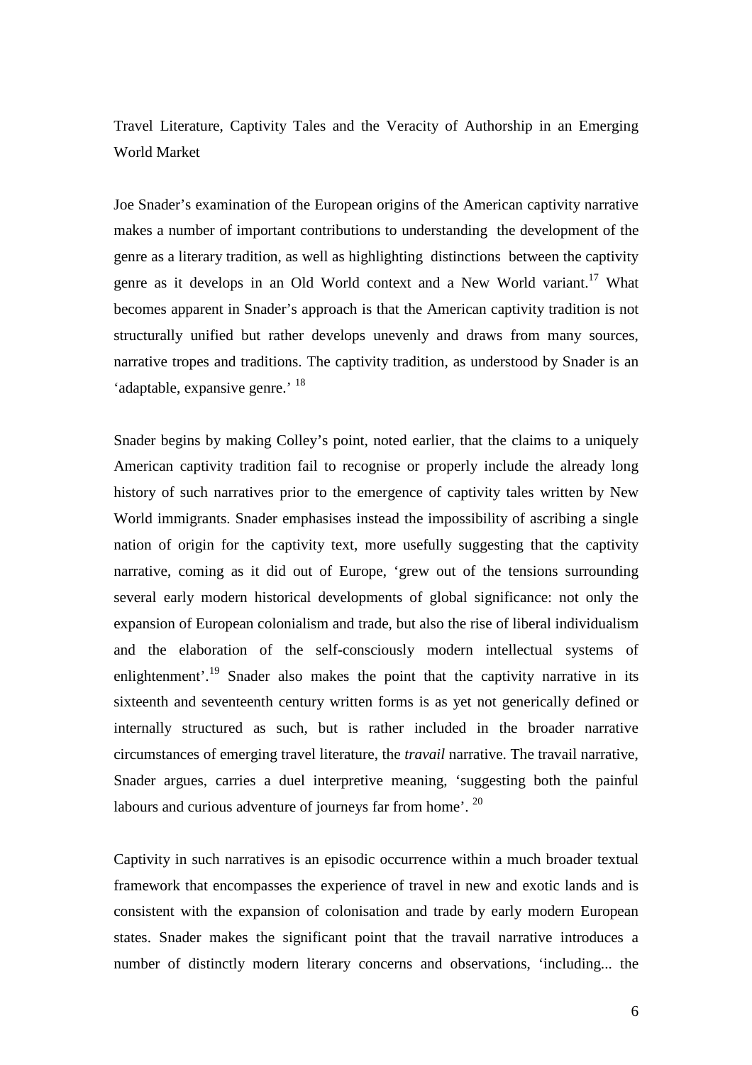Travel Literature, Captivity Tales and the Veracity of Authorship in an Emerging World Market

Joe Snader's examination of the European origins of the American captivity narrative makes a number of important contributions to understanding the development of the genre as a literary tradition, as well as highlighting distinctions between the captivity genre as it develops in an Old World context and a New World variant.[17] What becomes apparent in Snader's approach is that the American captivity tradition is not structurally unified but rather develops unevenly and draws from many sources, narrative tropes and traditions. The captivity tradition, as understood by Snader is an 'adaptable, expansive genre.' [18]

Snader begins by making Colley's point, noted earlier, that the claims to a uniquely American captivity tradition fail to recognise or properly include the already long history of such narratives prior to the emergence of captivity tales written by New World immigrants. Snader emphasises instead the impossibility of ascribing a single nation of origin for the captivity text, more usefully suggesting that the captivity narrative, coming as it did out of Europe, 'grew out of the tensions surrounding several early modern historical developments of global significance: not only the expansion of European colonialism and trade, but also the rise of liberal individualism and the elaboration of the self-consciously modern intellectual systems of enlightenment'.[19] Snader also makes the point that the captivity narrative in its sixteenth and seventeenth century written forms is as yet not generically defined or internally structured as such, but is rather included in the broader narrative circumstances of emerging travel literature, the *travail* narrative. The travail narrative, Snader argues, carries a duel interpretive meaning, 'suggesting both the painful labours and curious adventure of journeys far from home'. [20]

Captivity in such narratives is an episodic occurrence within a much broader textual framework that encompasses the experience of travel in new and exotic lands and is consistent with the expansion of colonisation and trade by early modern European states. Snader makes the significant point that the travail narrative introduces a number of distinctly modern literary concerns and observations, 'including... the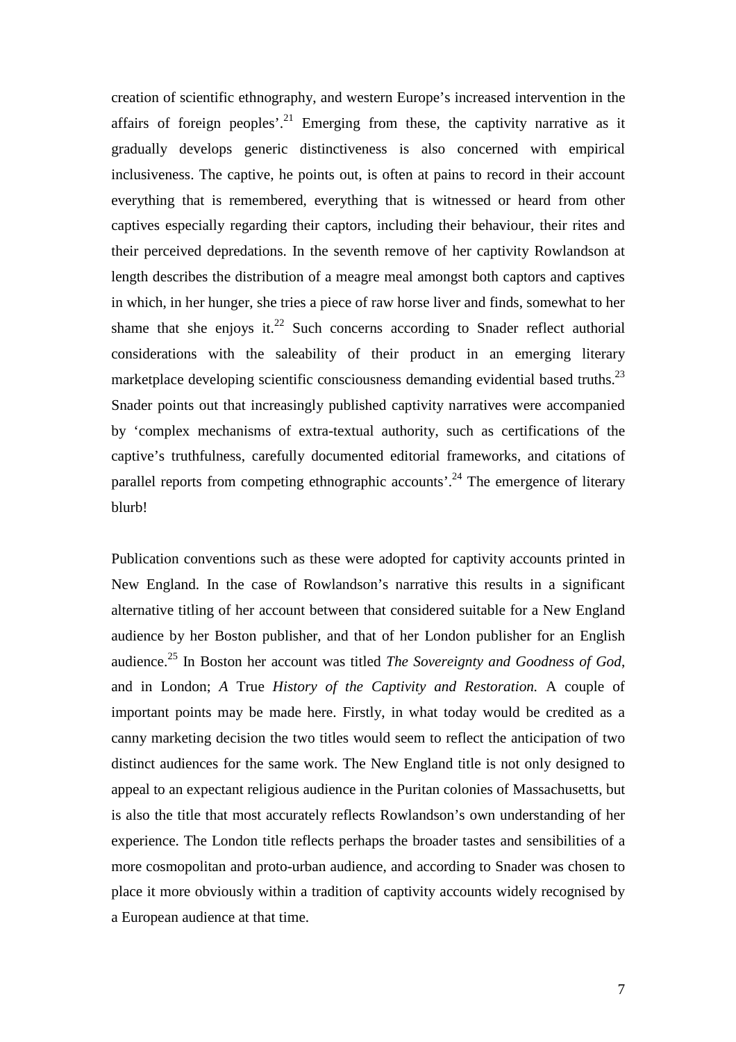creation of scientific ethnography, and western Europe's increased intervention in the affairs of foreign peoples'.[21] Emerging from these, the captivity narrative as it gradually develops generic distinctiveness is also concerned with empirical inclusiveness. The captive, he points out, is often at pains to record in their account everything that is remembered, everything that is witnessed or heard from other captives especially regarding their captors, including their behaviour, their rites and their perceived depredations. In the seventh remove of her captivity Rowlandson at length describes the distribution of a meagre meal amongst both captors and captives in which, in her hunger, she tries a piece of raw horse liver and finds, somewhat to her shame that she enjoys it.[22] Such concerns according to Snader reflect authorial considerations with the saleability of their product in an emerging literary marketplace developing scientific consciousness demanding evidential based truths.[23] Snader points out that increasingly published captivity narratives were accompanied by 'complex mechanisms of extra-textual authority, such as certifications of the captive's truthfulness, carefully documented editorial frameworks, and citations of parallel reports from competing ethnographic accounts'.[24] The emergence of literary blurb!

Publication conventions such as these were adopted for captivity accounts printed in New England. In the case of Rowlandson's narrative this results in a significant alternative titling of her account between that considered suitable for a New England audience by her Boston publisher, and that of her London publisher for an English audience.[25] In Boston her account was titled *The Sovereignty and Goodness of God*, and in London; *A* True *History of the Captivity and Restoration.* A couple of important points may be made here. Firstly, in what today would be credited as a canny marketing decision the two titles would seem to reflect the anticipation of two distinct audiences for the same work. The New England title is not only designed to appeal to an expectant religious audience in the Puritan colonies of Massachusetts, but is also the title that most accurately reflects Rowlandson's own understanding of her experience. The London title reflects perhaps the broader tastes and sensibilities of a more cosmopolitan and proto-urban audience, and according to Snader was chosen to place it more obviously within a tradition of captivity accounts widely recognised by a European audience at that time.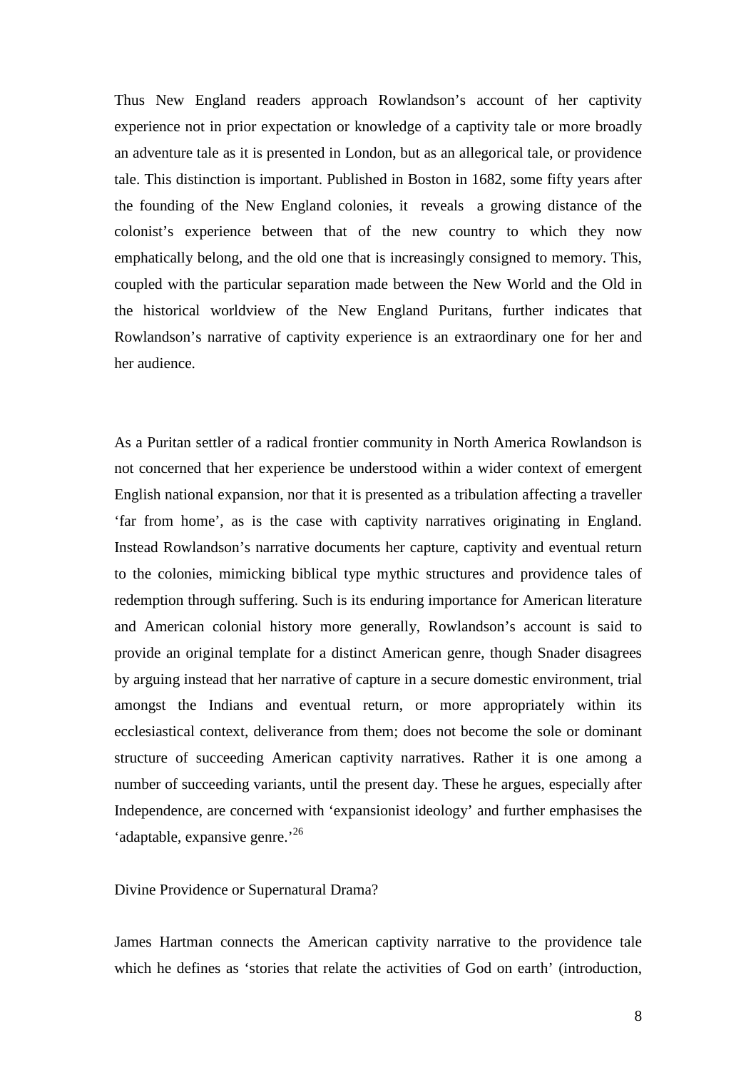Thus New England readers approach Rowlandson's account of her captivity experience not in prior expectation or knowledge of a captivity tale or more broadly an adventure tale as it is presented in London, but as an allegorical tale, or providence tale. This distinction is important. Published in Boston in 1682, some fifty years after the founding of the New England colonies, it reveals a growing distance of the colonist's experience between that of the new country to which they now emphatically belong, and the old one that is increasingly consigned to memory. This, coupled with the particular separation made between the New World and the Old in the historical worldview of the New England Puritans, further indicates that Rowlandson's narrative of captivity experience is an extraordinary one for her and her audience.

As a Puritan settler of a radical frontier community in North America Rowlandson is not concerned that her experience be understood within a wider context of emergent English national expansion, nor that it is presented as a tribulation affecting a traveller 'far from home', as is the case with captivity narratives originating in England. Instead Rowlandson's narrative documents her capture, captivity and eventual return to the colonies, mimicking biblical type mythic structures and providence tales of redemption through suffering. Such is its enduring importance for American literature and American colonial history more generally, Rowlandson's account is said to provide an original template for a distinct American genre, though Snader disagrees by arguing instead that her narrative of capture in a secure domestic environment, trial amongst the Indians and eventual return, or more appropriately within its ecclesiastical context, deliverance from them; does not become the sole or dominant structure of succeeding American captivity narratives. Rather it is one among a number of succeeding variants, until the present day. These he argues, especially after Independence, are concerned with 'expansionist ideology' and further emphasises the 'adaptable, expansive genre.'[26]

## Divine Providence or Supernatural Drama?

James Hartman connects the American captivity narrative to the providence tale which he defines as 'stories that relate the activities of God on earth' (introduction,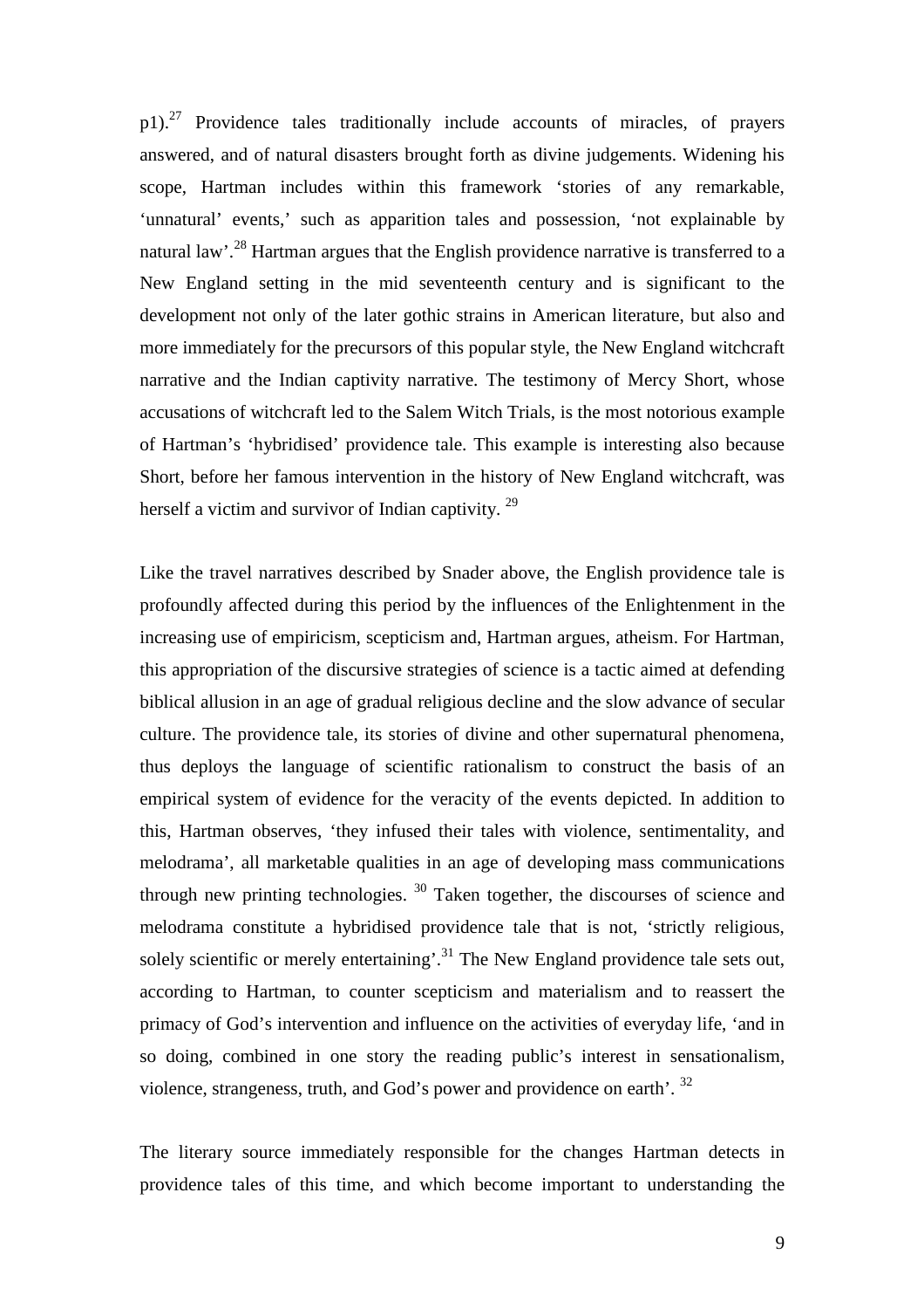p1).[27] Providence tales traditionally include accounts of miracles, of prayers answered, and of natural disasters brought forth as divine judgements. Widening his scope, Hartman includes within this framework 'stories of any remarkable, 'unnatural' events,' such as apparition tales and possession, 'not explainable by natural law'.[28] Hartman argues that the English providence narrative is transferred to a New England setting in the mid seventeenth century and is significant to the development not only of the later gothic strains in American literature, but also and more immediately for the precursors of this popular style, the New England witchcraft narrative and the Indian captivity narrative. The testimony of Mercy Short, whose accusations of witchcraft led to the Salem Witch Trials, is the most notorious example of Hartman's 'hybridised' providence tale. This example is interesting also because Short, before her famous intervention in the history of New England witchcraft, was herself a victim and survivor of Indian captivity. [29]

Like the travel narratives described by Snader above, the English providence tale is profoundly affected during this period by the influences of the Enlightenment in the increasing use of empiricism, scepticism and, Hartman argues, atheism. For Hartman, this appropriation of the discursive strategies of science is a tactic aimed at defending biblical allusion in an age of gradual religious decline and the slow advance of secular culture. The providence tale, its stories of divine and other supernatural phenomena, thus deploys the language of scientific rationalism to construct the basis of an empirical system of evidence for the veracity of the events depicted. In addition to this, Hartman observes, 'they infused their tales with violence, sentimentality, and melodrama', all marketable qualities in an age of developing mass communications through new printing technologies. [30] Taken together, the discourses of science and melodrama constitute a hybridised providence tale that is not, 'strictly religious, solely scientific or merely entertaining'.[31] The New England providence tale sets out, according to Hartman, to counter scepticism and materialism and to reassert the primacy of God's intervention and influence on the activities of everyday life, 'and in so doing, combined in one story the reading public's interest in sensationalism, violence, strangeness, truth, and God's power and providence on earth'. [32]

The literary source immediately responsible for the changes Hartman detects in providence tales of this time, and which become important to understanding the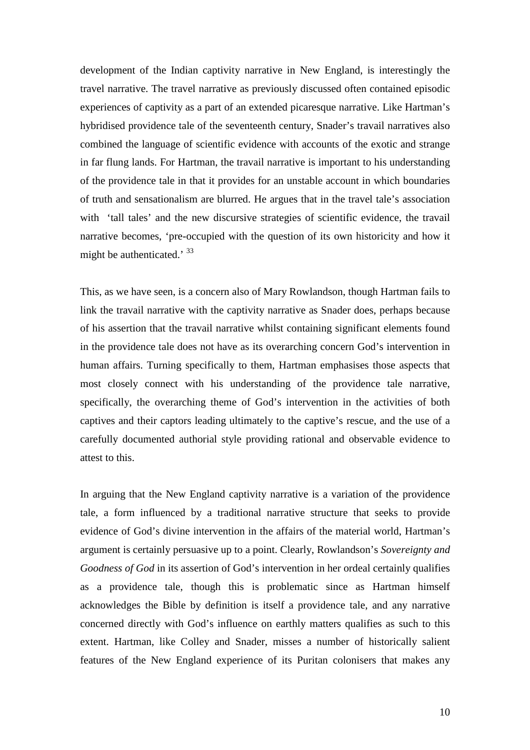development of the Indian captivity narrative in New England, is interestingly the travel narrative. The travel narrative as previously discussed often contained episodic experiences of captivity as a part of an extended picaresque narrative. Like Hartman's hybridised providence tale of the seventeenth century, Snader's travail narratives also combined the language of scientific evidence with accounts of the exotic and strange in far flung lands. For Hartman, the travail narrative is important to his understanding of the providence tale in that it provides for an unstable account in which boundaries of truth and sensationalism are blurred. He argues that in the travel tale's association with 'tall tales' and the new discursive strategies of scientific evidence, the travail narrative becomes, 'pre-occupied with the question of its own historicity and how it might be authenticated.' [33]

This, as we have seen, is a concern also of Mary Rowlandson, though Hartman fails to link the travail narrative with the captivity narrative as Snader does, perhaps because of his assertion that the travail narrative whilst containing significant elements found in the providence tale does not have as its overarching concern God's intervention in human affairs. Turning specifically to them, Hartman emphasises those aspects that most closely connect with his understanding of the providence tale narrative, specifically, the overarching theme of God's intervention in the activities of both captives and their captors leading ultimately to the captive's rescue, and the use of a carefully documented authorial style providing rational and observable evidence to attest to this.

In arguing that the New England captivity narrative is a variation of the providence tale, a form influenced by a traditional narrative structure that seeks to provide evidence of God's divine intervention in the affairs of the material world, Hartman's argument is certainly persuasive up to a point. Clearly, Rowlandson's *Sovereignty and Goodness of God* in its assertion of God's intervention in her ordeal certainly qualifies as a providence tale, though this is problematic since as Hartman himself acknowledges the Bible by definition is itself a providence tale, and any narrative concerned directly with God's influence on earthly matters qualifies as such to this extent. Hartman, like Colley and Snader, misses a number of historically salient features of the New England experience of its Puritan colonisers that makes any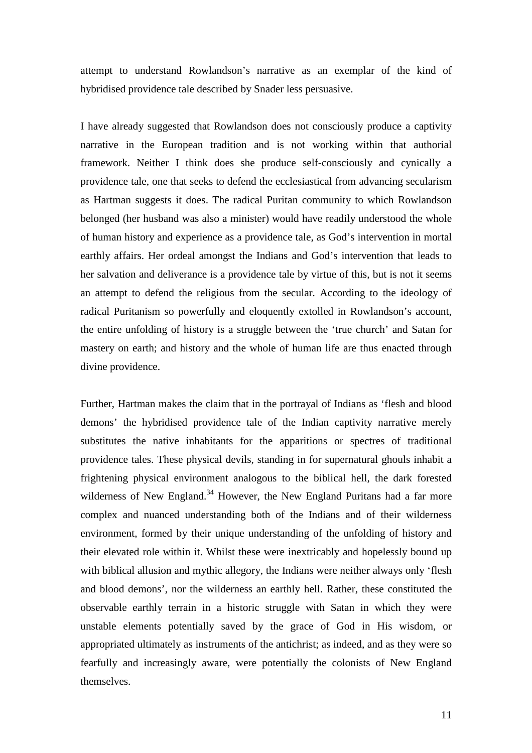attempt to understand Rowlandson's narrative as an exemplar of the kind of hybridised providence tale described by Snader less persuasive.

I have already suggested that Rowlandson does not consciously produce a captivity narrative in the European tradition and is not working within that authorial framework. Neither I think does she produce self-consciously and cynically a providence tale, one that seeks to defend the ecclesiastical from advancing secularism as Hartman suggests it does. The radical Puritan community to which Rowlandson belonged (her husband was also a minister) would have readily understood the whole of human history and experience as a providence tale, as God's intervention in mortal earthly affairs. Her ordeal amongst the Indians and God's intervention that leads to her salvation and deliverance is a providence tale by virtue of this, but is not it seems an attempt to defend the religious from the secular. According to the ideology of radical Puritanism so powerfully and eloquently extolled in Rowlandson's account, the entire unfolding of history is a struggle between the 'true church' and Satan for mastery on earth; and history and the whole of human life are thus enacted through divine providence.

Further, Hartman makes the claim that in the portrayal of Indians as 'flesh and blood demons' the hybridised providence tale of the Indian captivity narrative merely substitutes the native inhabitants for the apparitions or spectres of traditional providence tales. These physical devils, standing in for supernatural ghouls inhabit a frightening physical environment analogous to the biblical hell, the dark forested wilderness of New England.[34] However, the New England Puritans had a far more complex and nuanced understanding both of the Indians and of their wilderness environment, formed by their unique understanding of the unfolding of history and their elevated role within it. Whilst these were inextricably and hopelessly bound up with biblical allusion and mythic allegory, the Indians were neither always only 'flesh and blood demons', nor the wilderness an earthly hell. Rather, these constituted the observable earthly terrain in a historic struggle with Satan in which they were unstable elements potentially saved by the grace of God in His wisdom, or appropriated ultimately as instruments of the antichrist; as indeed, and as they were so fearfully and increasingly aware, were potentially the colonists of New England themselves.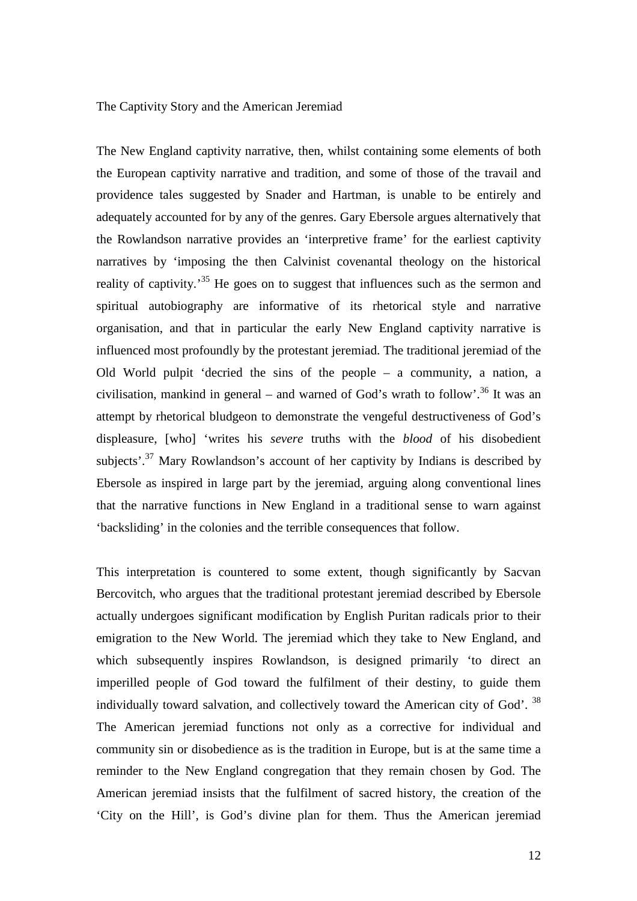The Captivity Story and the American Jeremiad

The New England captivity narrative, then, whilst containing some elements of both the European captivity narrative and tradition, and some of those of the travail and providence tales suggested by Snader and Hartman, is unable to be entirely and adequately accounted for by any of the genres. Gary Ebersole argues alternatively that the Rowlandson narrative provides an 'interpretive frame' for the earliest captivity narratives by 'imposing the then Calvinist covenantal theology on the historical reality of captivity.'[35] He goes on to suggest that influences such as the sermon and spiritual autobiography are informative of its rhetorical style and narrative organisation, and that in particular the early New England captivity narrative is influenced most profoundly by the protestant jeremiad. The traditional jeremiad of the Old World pulpit 'decried the sins of the people – a community, a nation, a civilisation, mankind in general – and warned of God's wrath to follow'.[36] It was an attempt by rhetorical bludgeon to demonstrate the vengeful destructiveness of God's displeasure, [who] 'writes his *severe* truths with the *blood* of his disobedient subjects'.[37] Mary Rowlandson's account of her captivity by Indians is described by Ebersole as inspired in large part by the jeremiad, arguing along conventional lines that the narrative functions in New England in a traditional sense to warn against 'backsliding' in the colonies and the terrible consequences that follow.

This interpretation is countered to some extent, though significantly by Sacvan Bercovitch, who argues that the traditional protestant jeremiad described by Ebersole actually undergoes significant modification by English Puritan radicals prior to their emigration to the New World. The jeremiad which they take to New England, and which subsequently inspires Rowlandson, is designed primarily 'to direct an imperilled people of God toward the fulfilment of their destiny, to guide them individually toward salvation, and collectively toward the American city of God'. [38] The American jeremiad functions not only as a corrective for individual and community sin or disobedience as is the tradition in Europe, but is at the same time a reminder to the New England congregation that they remain chosen by God. The American jeremiad insists that the fulfilment of sacred history, the creation of the 'City on the Hill', is God's divine plan for them. Thus the American jeremiad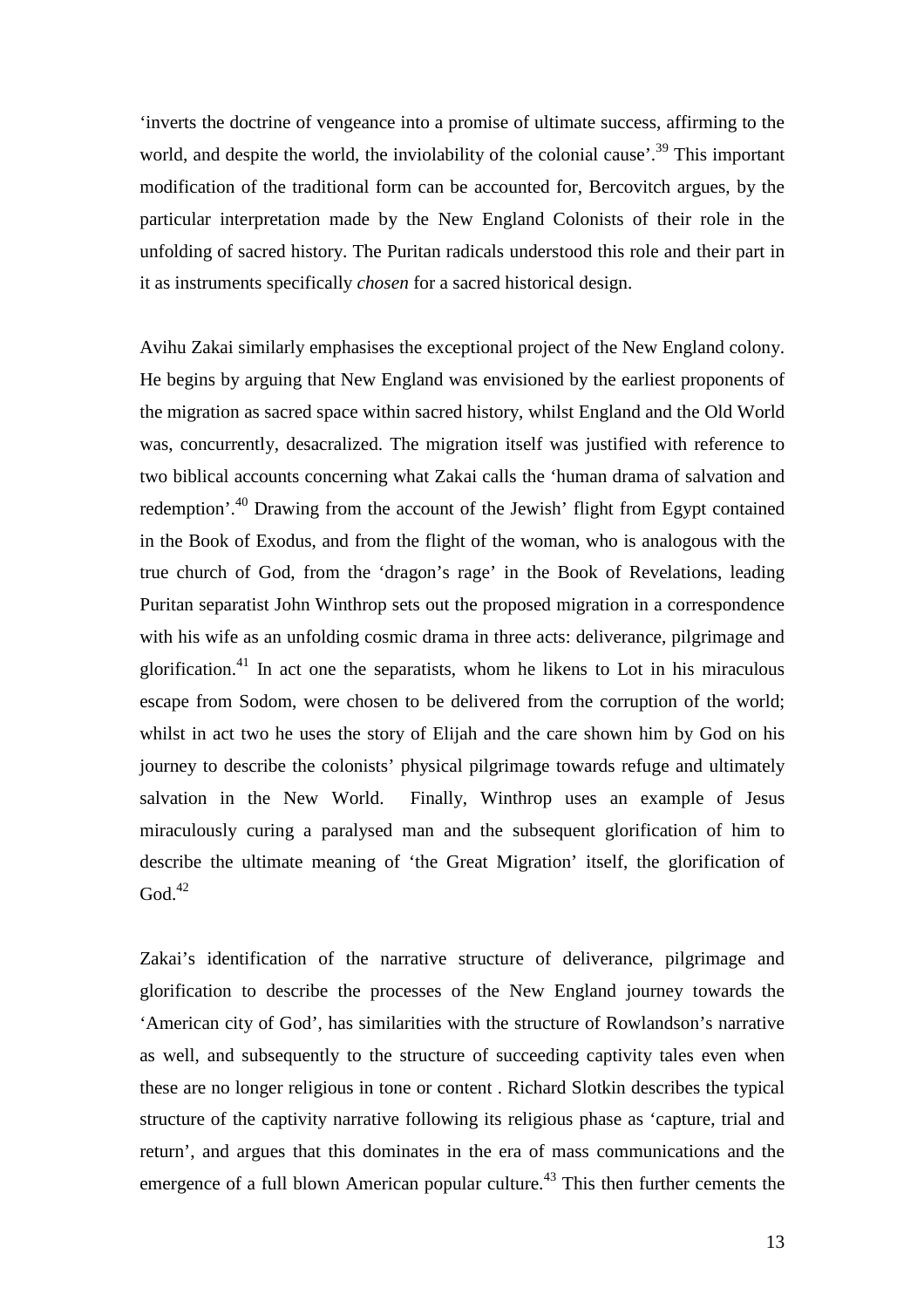'inverts the doctrine of vengeance into a promise of ultimate success, affirming to the world, and despite the world, the inviolability of the colonial cause'.[39] This important modification of the traditional form can be accounted for, Bercovitch argues, by the particular interpretation made by the New England Colonists of their role in the unfolding of sacred history. The Puritan radicals understood this role and their part in it as instruments specifically *chosen* for a sacred historical design.

Avihu Zakai similarly emphasises the exceptional project of the New England colony. He begins by arguing that New England was envisioned by the earliest proponents of the migration as sacred space within sacred history, whilst England and the Old World was, concurrently, desacralized. The migration itself was justified with reference to two biblical accounts concerning what Zakai calls the 'human drama of salvation and redemption'.[40] Drawing from the account of the Jewish' flight from Egypt contained in the Book of Exodus, and from the flight of the woman, who is analogous with the true church of God, from the 'dragon's rage' in the Book of Revelations, leading Puritan separatist John Winthrop sets out the proposed migration in a correspondence with his wife as an unfolding cosmic drama in three acts: deliverance, pilgrimage and glorification.[41] In act one the separatists, whom he likens to Lot in his miraculous escape from Sodom, were chosen to be delivered from the corruption of the world; whilst in act two he uses the story of Elijah and the care shown him by God on his journey to describe the colonists' physical pilgrimage towards refuge and ultimately salvation in the New World. Finally, Winthrop uses an example of Jesus miraculously curing a paralysed man and the subsequent glorification of him to describe the ultimate meaning of 'the Great Migration' itself, the glorification of God.[42]

Zakai's identification of the narrative structure of deliverance, pilgrimage and glorification to describe the processes of the New England journey towards the 'American city of God', has similarities with the structure of Rowlandson's narrative as well, and subsequently to the structure of succeeding captivity tales even when these are no longer religious in tone or content . Richard Slotkin describes the typical structure of the captivity narrative following its religious phase as 'capture, trial and return', and argues that this dominates in the era of mass communications and the emergence of a full blown American popular culture.[43] This then further cements the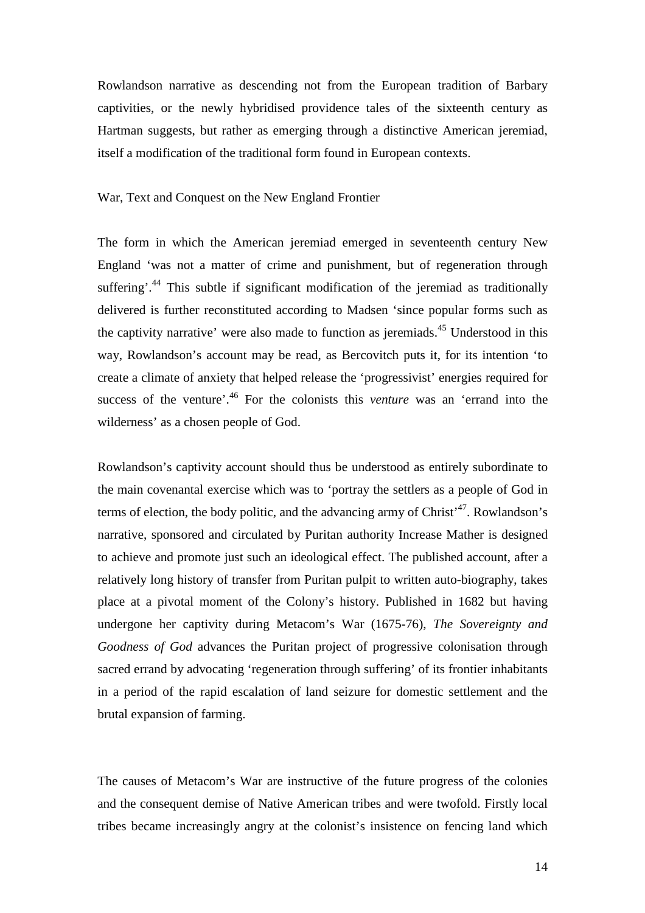Rowlandson narrative as descending not from the European tradition of Barbary captivities, or the newly hybridised providence tales of the sixteenth century as Hartman suggests, but rather as emerging through a distinctive American jeremiad, itself a modification of the traditional form found in European contexts.

## War, Text and Conquest on the New England Frontier

The form in which the American jeremiad emerged in seventeenth century New England 'was not a matter of crime and punishment, but of regeneration through suffering'.[44] This subtle if significant modification of the jeremiad as traditionally delivered is further reconstituted according to Madsen 'since popular forms such as the captivity narrative' were also made to function as jeremiads.[45] Understood in this way, Rowlandson's account may be read, as Bercovitch puts it, for its intention 'to create a climate of anxiety that helped release the 'progressivist' energies required for success of the venture'.[46] For the colonists this *venture* was an 'errand into the wilderness' as a chosen people of God.

Rowlandson's captivity account should thus be understood as entirely subordinate to the main covenantal exercise which was to 'portray the settlers as a people of God in terms of election, the body politic, and the advancing army of Christ'[47]. Rowlandson's narrative, sponsored and circulated by Puritan authority Increase Mather is designed to achieve and promote just such an ideological effect. The published account, after a relatively long history of transfer from Puritan pulpit to written auto-biography, takes place at a pivotal moment of the Colony's history. Published in 1682 but having undergone her captivity during Metacom's War (1675-76), *The Sovereignty and Goodness of God* advances the Puritan project of progressive colonisation through sacred errand by advocating 'regeneration through suffering' of its frontier inhabitants in a period of the rapid escalation of land seizure for domestic settlement and the brutal expansion of farming.

The causes of Metacom's War are instructive of the future progress of the colonies and the consequent demise of Native American tribes and were twofold. Firstly local tribes became increasingly angry at the colonist's insistence on fencing land which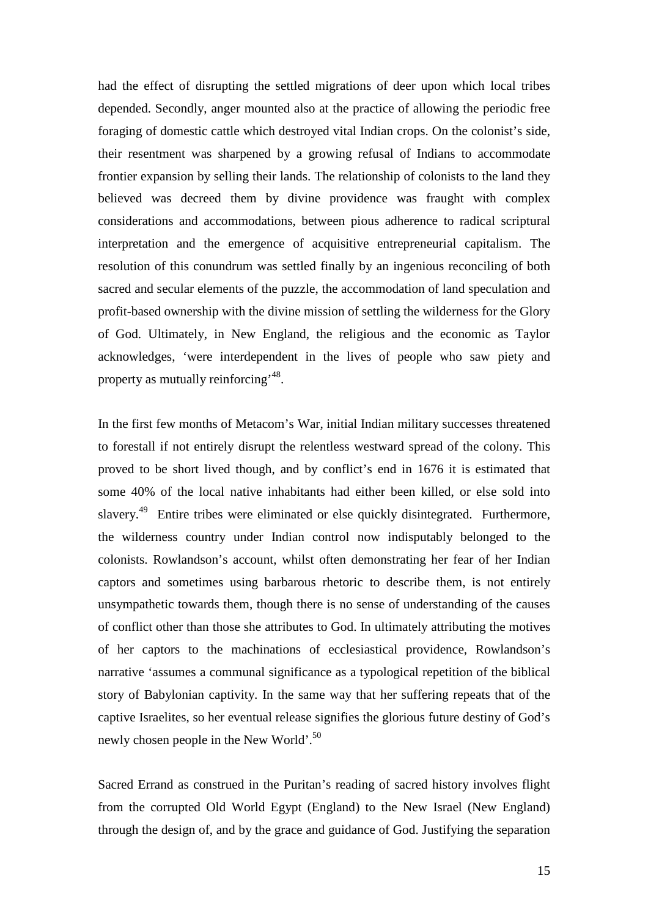had the effect of disrupting the settled migrations of deer upon which local tribes depended. Secondly, anger mounted also at the practice of allowing the periodic free foraging of domestic cattle which destroyed vital Indian crops. On the colonist's side, their resentment was sharpened by a growing refusal of Indians to accommodate frontier expansion by selling their lands. The relationship of colonists to the land they believed was decreed them by divine providence was fraught with complex considerations and accommodations, between pious adherence to radical scriptural interpretation and the emergence of acquisitive entrepreneurial capitalism. The resolution of this conundrum was settled finally by an ingenious reconciling of both sacred and secular elements of the puzzle, the accommodation of land speculation and profit-based ownership with the divine mission of settling the wilderness for the Glory of God. Ultimately, in New England, the religious and the economic as Taylor acknowledges, 'were interdependent in the lives of people who saw piety and property as mutually reinforcing'[48].

In the first few months of Metacom's War, initial Indian military successes threatened to forestall if not entirely disrupt the relentless westward spread of the colony. This proved to be short lived though, and by conflict's end in 1676 it is estimated that some 40% of the local native inhabitants had either been killed, or else sold into slavery.[49] Entire tribes were eliminated or else quickly disintegrated. Furthermore, the wilderness country under Indian control now indisputably belonged to the colonists. Rowlandson's account, whilst often demonstrating her fear of her Indian captors and sometimes using barbarous rhetoric to describe them, is not entirely unsympathetic towards them, though there is no sense of understanding of the causes of conflict other than those she attributes to God. In ultimately attributing the motives of her captors to the machinations of ecclesiastical providence, Rowlandson's narrative 'assumes a communal significance as a typological repetition of the biblical story of Babylonian captivity. In the same way that her suffering repeats that of the captive Israelites, so her eventual release signifies the glorious future destiny of God's newly chosen people in the New World'.[50]

Sacred Errand as construed in the Puritan's reading of sacred history involves flight from the corrupted Old World Egypt (England) to the New Israel (New England) through the design of, and by the grace and guidance of God. Justifying the separation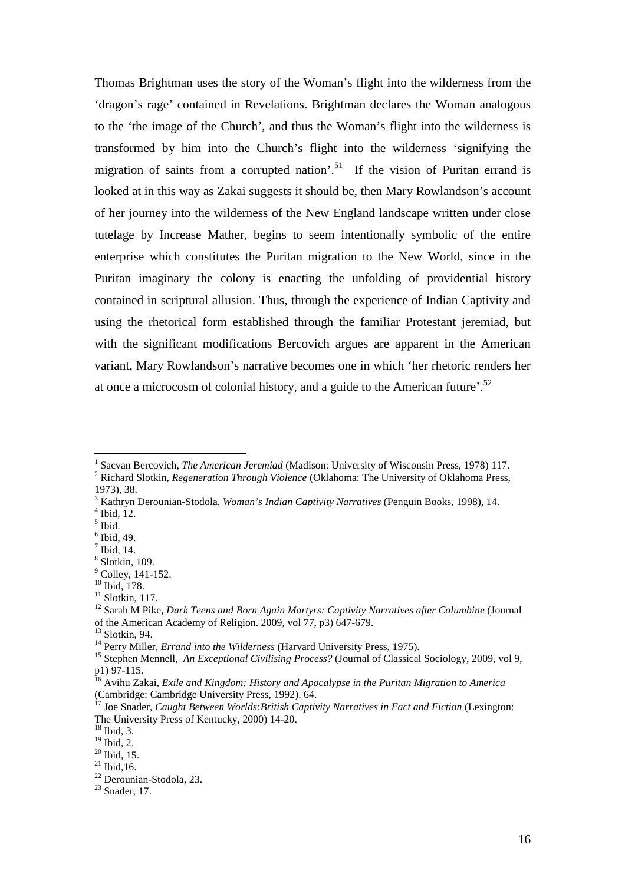Thomas Brightman uses the story of the Woman's flight into the wilderness from the 'dragon's rage' contained in Revelations. Brightman declares the Woman analogous to the 'the image of the Church', and thus the Woman's flight into the wilderness is transformed by him into the Church's flight into the wilderness 'signifying the migration of saints from a corrupted nation'.[51] If the vision of Puritan errand is looked at in this way as Zakai suggests it should be, then Mary Rowlandson's account of her journey into the wilderness of the New England landscape written under close tutelage by Increase Mather, begins to seem intentionally symbolic of the entire enterprise which constitutes the Puritan migration to the New World, since in the Puritan imaginary the colony is enacting the unfolding of providential history contained in scriptural allusion. Thus, through the experience of Indian Captivity and using the rhetorical form established through the familiar Protestant jeremiad, but with the significant modifications Bercovich argues are apparent in the American variant, Mary Rowlandson's narrative becomes one in which 'her rhetoric renders her at once a microcosm of colonial history, and a guide to the American future'.[52]

---

[1] Sacvan Bercovich, *The American Jeremiad* (Madison: University of Wisconsin Press, 1978) 117.
[2] Richard Slotkin, *Regeneration Through Violence* (Oklahoma: The University of Oklahoma Press, 1973), 38.
[3] Kathryn Derounian-Stodola, *Woman's Indian Captivity Narratives* (Penguin Books, 1998), 14.
[4] Ibid, 12.
[5] Ibid.
[6] Ibid, 49.
[7] Ibid, 14.
[8] Slotkin, 109.
[9] Colley, 141-152.
[10] Ibid, 178.
[11] Slotkin, 117.
[12] Sarah M Pike, *Dark Teens and Born Again Martyrs: Captivity Narratives after Columbine* (Journal of the American Academy of Religion. 2009, vol 77, p3) 647-679.
[13] Slotkin, 94.
[14] Perry Miller, *Errand into the Wilderness* (Harvard University Press, 1975).
[15] Stephen Mennell, *An Exceptional Civilising Process?* (Journal of Classical Sociology, 2009, vol 9, p1) 97-115.
[16] Avihu Zakai, *Exile and Kingdom: History and Apocalypse in the Puritan Migration to America* (Cambridge: Cambridge University Press, 1992). 64.
[17] Joe Snader, *Caught Between Worlds:British Captivity Narratives in Fact and Fiction* (Lexington: The University Press of Kentucky, 2000) 14-20.
[18] Ibid, 3.
[19] Ibid, 2.
[20] Ibid, 15.
[21] Ibid,16.
[22] Derounian-Stodola, 23.
[23] Snader, 17.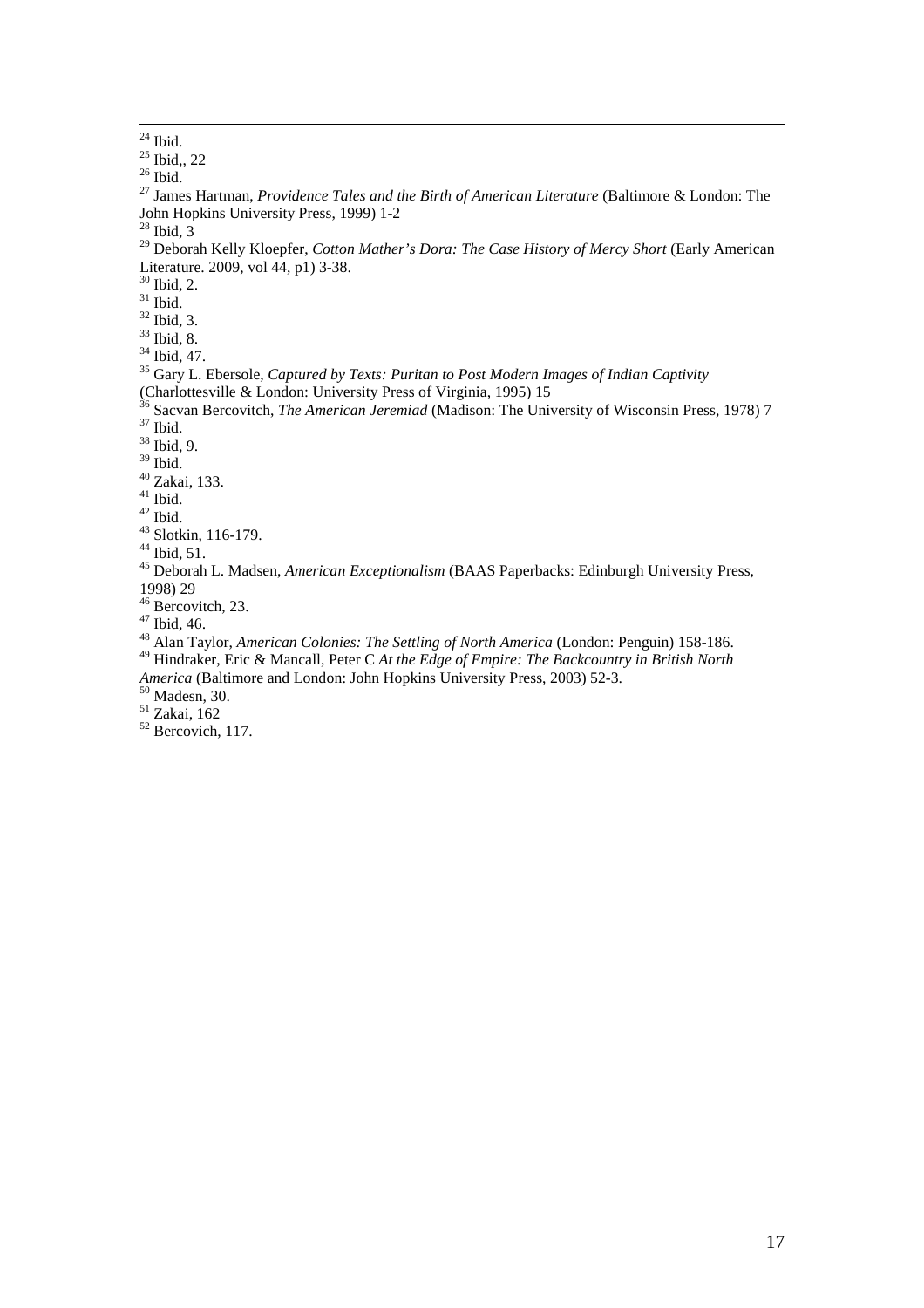[24] Ibid.

[25] Ibid,, 22

[26] Ibid.

[27] James Hartman, *Providence Tales and the Birth of American Literature* (Baltimore & London: The John Hopkins University Press, 1999) 1-2

[28] Ibid, 3

[29] Deborah Kelly Kloepfer, *Cotton Mather's Dora: The Case History of Mercy Short* (Early American Literature. 2009, vol 44, p1) 3-38.

[30] Ibid, 2.

[31] Ibid.

[32] Ibid, 3.

[33] Ibid, 8.

[34] Ibid, 47.

[35] Gary L. Ebersole, *Captured by Texts: Puritan to Post Modern Images of Indian Captivity* (Charlottesville & London: University Press of Virginia, 1995) 15

[36] Sacvan Bercovitch, *The American Jeremiad* (Madison: The University of Wisconsin Press, 1978) 7

[37] Ibid.

[38] Ibid, 9.

[39] Ibid.

[40] Zakai, 133.

[41] Ibid.

[42] Ibid.

[43] Slotkin, 116-179.

[44] Ibid, 51.

[45] Deborah L. Madsen, *American Exceptionalism* (BAAS Paperbacks: Edinburgh University Press, 1998) 29

[46] Bercovitch, 23.

[47] Ibid, 46.

[48] Alan Taylor, *American Colonies: The Settling of North America* (London: Penguin) 158-186.

[49] Hindraker, Eric & Mancall, Peter C *At the Edge of Empire: The Backcountry in British North America* (Baltimore and London: John Hopkins University Press, 2003) 52-3.

[50] Madesn, 30.

[51] Zakai, 162

[52] Bercovich, 117.